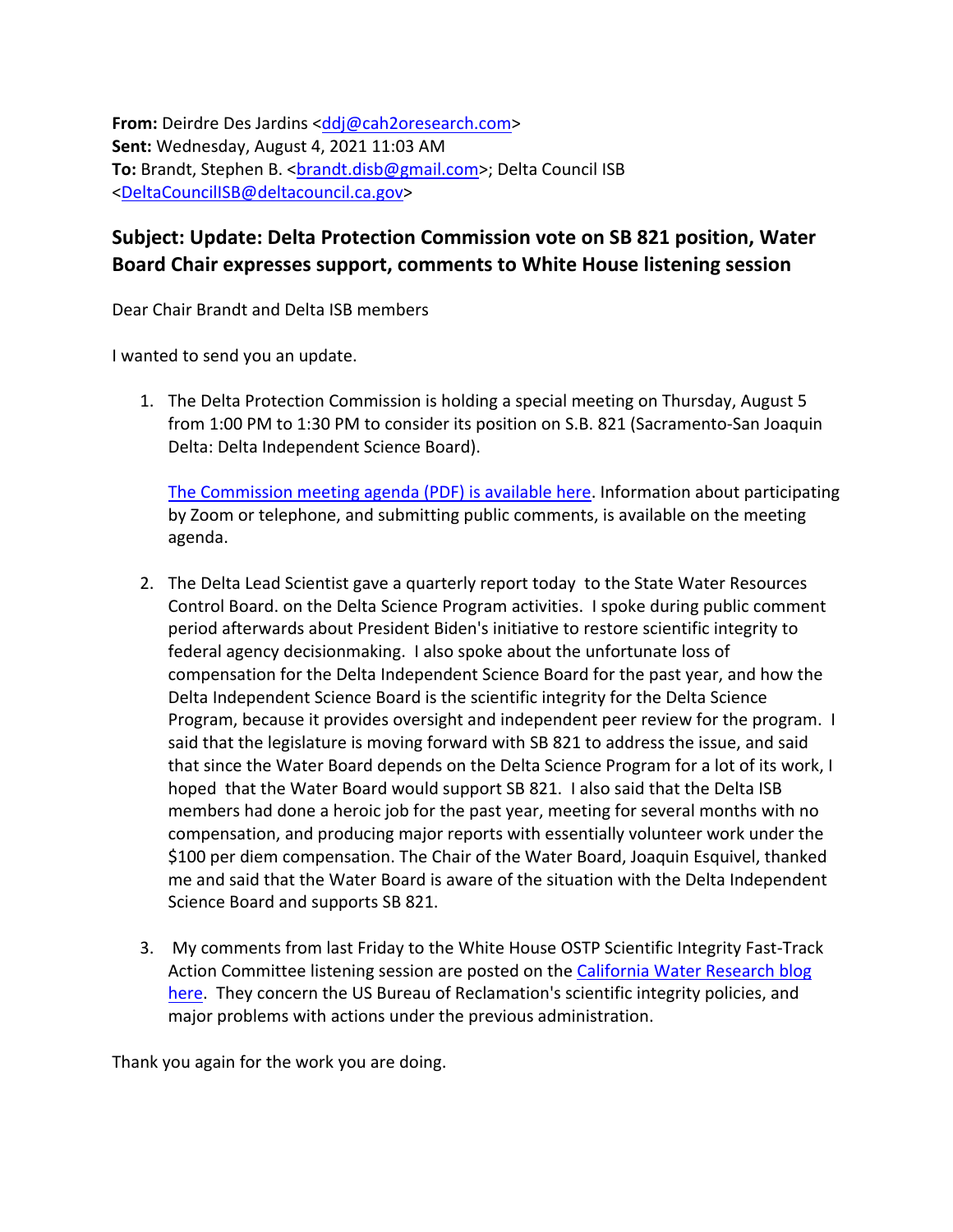**From:** Deirdre Des Jardins <ddj@cah2oresearch.com>
**Sent:** Wednesday, August 4, 2021 11:03 AM
**To:** Brandt, Stephen B. <brandt.disb@gmail.com>; Delta Council ISB <DeltaCouncilISB@deltacouncil.ca.gov>

## Subject: Update: Delta Protection Commission vote on SB 821 position, Water Board Chair expresses support, comments to White House listening session

Dear Chair Brandt and Delta ISB members

I wanted to send you an update.

1. The Delta Protection Commission is holding a special meeting on Thursday, August 5 from 1:00 PM to 1:30 PM to consider its position on S.B. 821 (Sacramento-San Joaquin Delta: Delta Independent Science Board).

   The Commission meeting agenda (PDF) is available here. Information about participating by Zoom or telephone, and submitting public comments, is available on the meeting agenda.

2. The Delta Lead Scientist gave a quarterly report today to the State Water Resources Control Board. on the Delta Science Program activities. I spoke during public comment period afterwards about President Biden's initiative to restore scientific integrity to federal agency decisionmaking. I also spoke about the unfortunate loss of compensation for the Delta Independent Science Board for the past year, and how the Delta Independent Science Board is the scientific integrity for the Delta Science Program, because it provides oversight and independent peer review for the program. I said that the legislature is moving forward with SB 821 to address the issue, and said that since the Water Board depends on the Delta Science Program for a lot of its work, I hoped that the Water Board would support SB 821. I also said that the Delta ISB members had done a heroic job for the past year, meeting for several months with no compensation, and producing major reports with essentially volunteer work under the $100 per diem compensation. The Chair of the Water Board, Joaquin Esquivel, thanked me and said that the Water Board is aware of the situation with the Delta Independent Science Board and supports SB 821.

3. My comments from last Friday to the White House OSTP Scientific Integrity Fast-Track Action Committee listening session are posted on the California Water Research blog here. They concern the US Bureau of Reclamation's scientific integrity policies, and major problems with actions under the previous administration.

Thank you again for the work you are doing.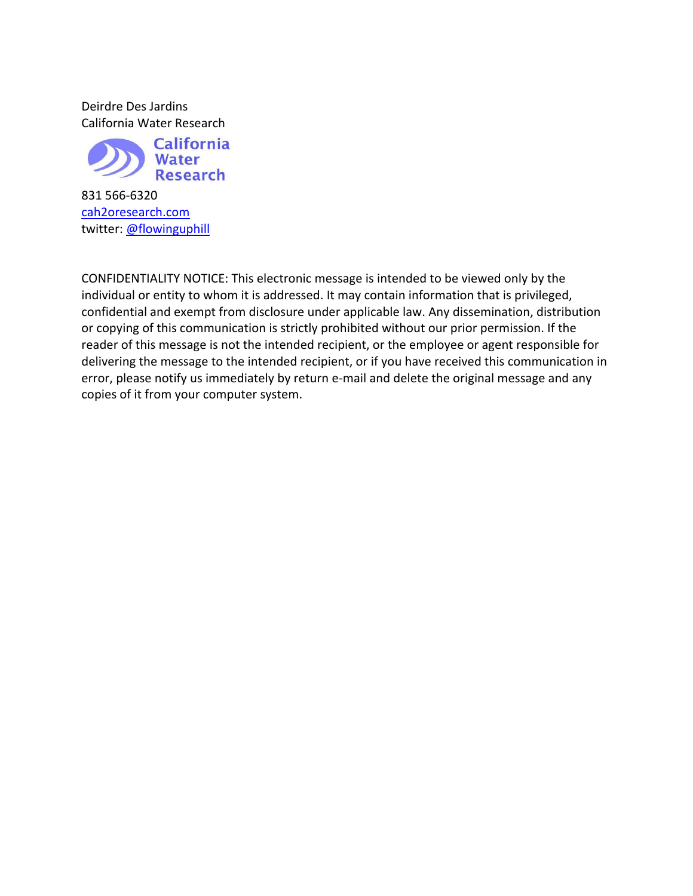Deirdre Des Jardins
California Water Research

California
Water
Research

831 566-6320
cah2oresearch.com
twitter: @flowinguphill

CONFIDENTIALITY NOTICE: This electronic message is intended to be viewed only by the individual or entity to whom it is addressed. It may contain information that is privileged, confidential and exempt from disclosure under applicable law. Any dissemination, distribution or copying of this communication is strictly prohibited without our prior permission. If the reader of this message is not the intended recipient, or the employee or agent responsible for delivering the message to the intended recipient, or if you have received this communication in error, please notify us immediately by return e-mail and delete the original message and any copies of it from your computer system.